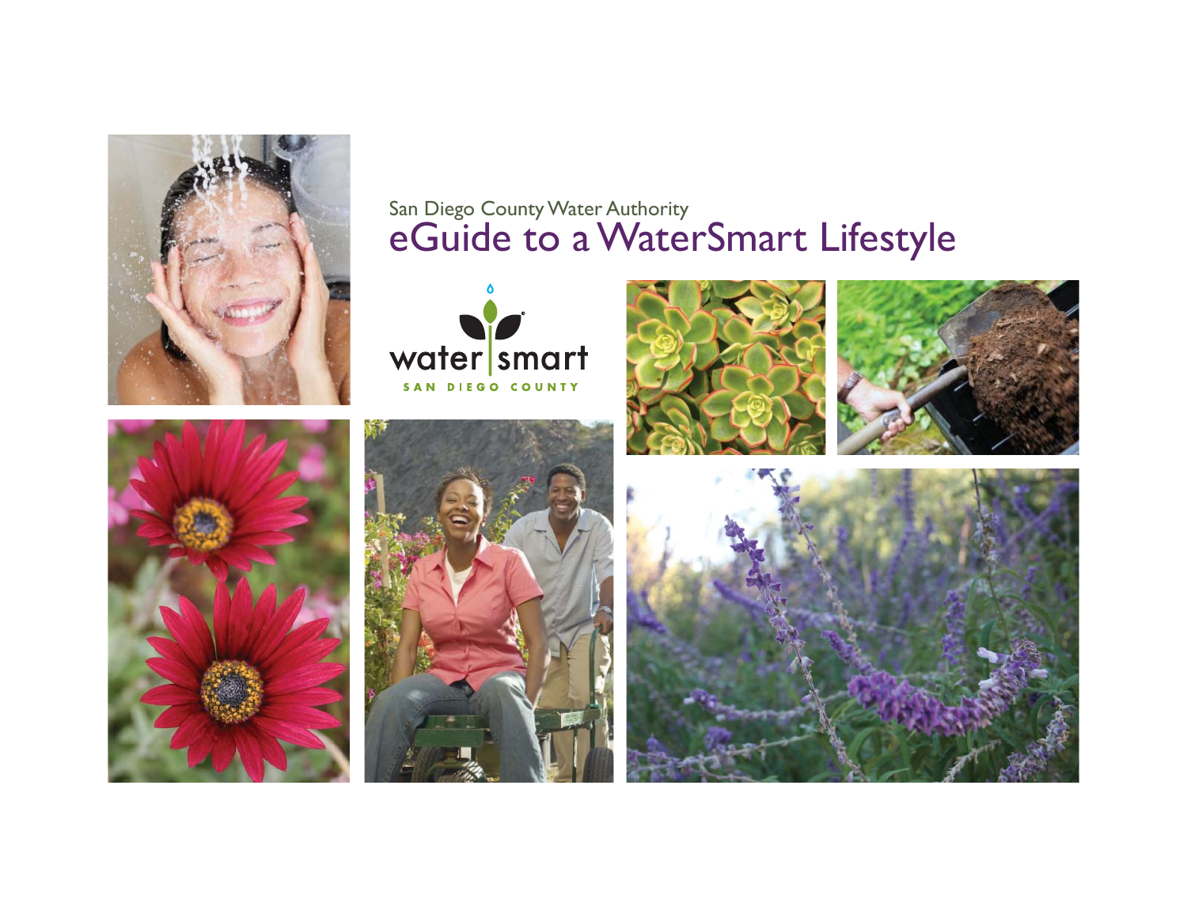San Diego County Water Authority

# eGuide to a WaterSmart Lifestyle

water | smart

SAN DIEGO COUNTY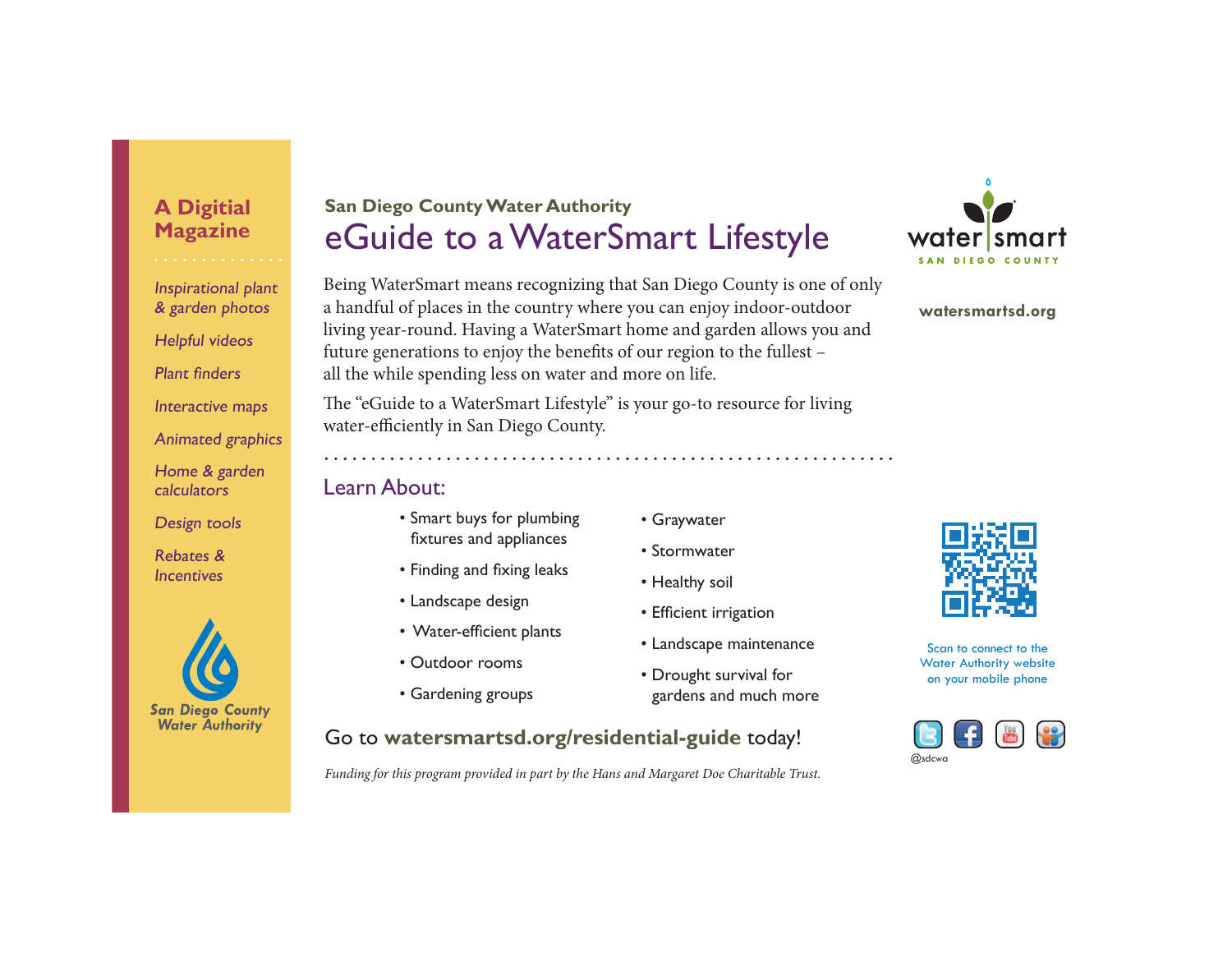## A Digitial Magazine

*Inspirational plant & garden photos*

*Helpful videos*

*Plant finders*

*Interactive maps*

*Animated graphics*

*Home & garden calculators*

*Design tools*

*Rebates & Incentives*

San Diego County Water Authority

### San Diego County Water Authority

# eGuide to a WaterSmart Lifestyle

water smart SAN DIEGO COUNTY

**watersmartsd.org**

Being WaterSmart means recognizing that San Diego County is one of only a handful of places in the country where you can enjoy indoor-outdoor living year-round. Having a WaterSmart home and garden allows you and future generations to enjoy the benefits of our region to the fullest – all the while spending less on water and more on life.

The "eGuide to a WaterSmart Lifestyle" is your go-to resource for living water-efficiently in San Diego County.

## Learn About:

- Smart buys for plumbing fixtures and appliances
- Finding and fixing leaks
- Landscape design
- Water-efficient plants
- Outdoor rooms
- Gardening groups
- Graywater
- Stormwater
- Healthy soil
- Efficient irrigation
- Landscape maintenance
- Drought survival for gardens and much more

Scan to connect to the Water Authority website on your mobile phone

Go to **watersmartsd.org/residential-guide** today!

@sdcwa

*Funding for this program provided in part by the Hans and Margaret Doe Charitable Trust.*